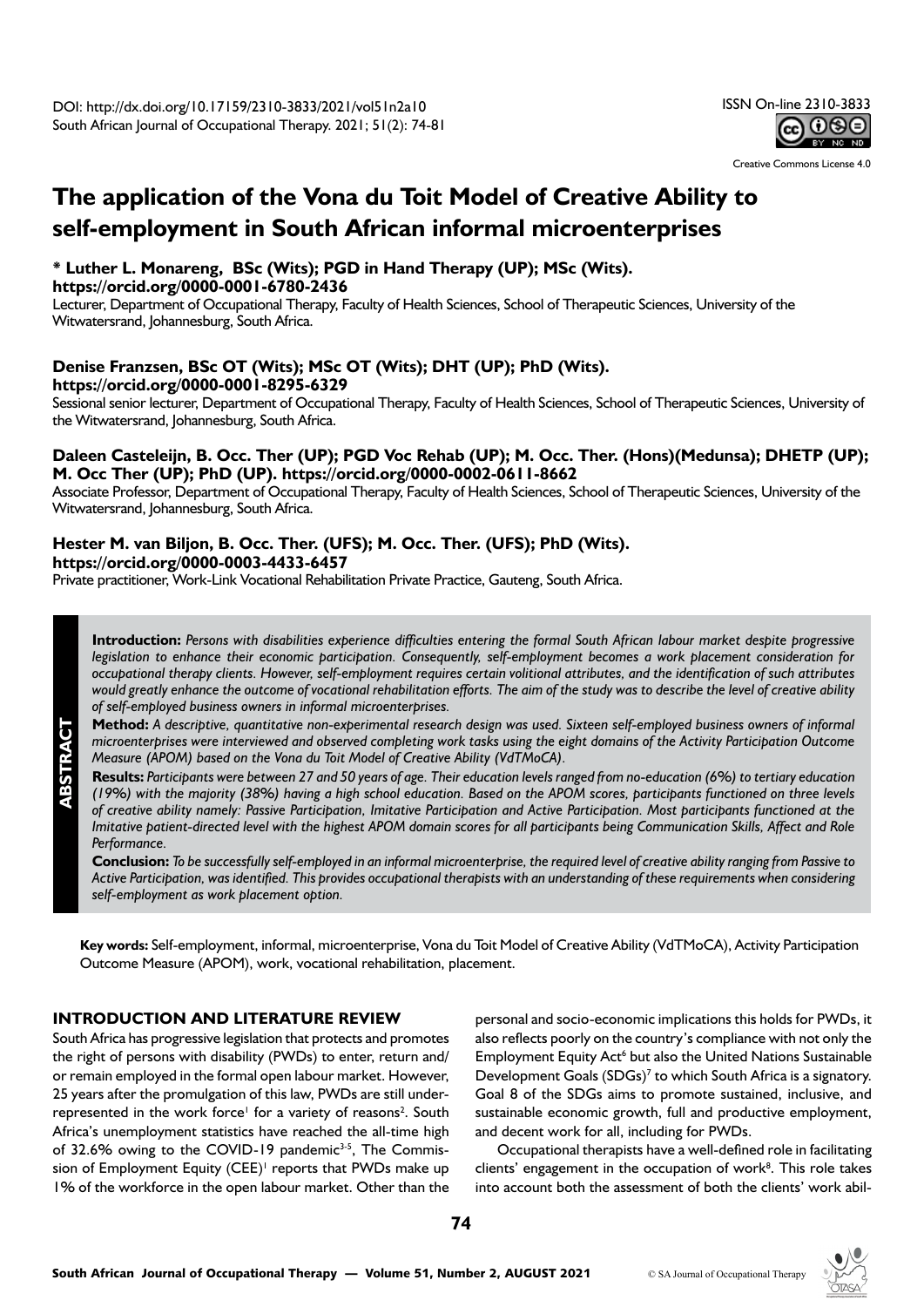DOI: http://dx.doi.org/10.17159/2310-3833/2021/vol51n2a10
South African Journal of Occupational Therapy. 2021; 51(2): 74-81

ISSN On-line 2310-3833

Creative Commons License 4.0

# The application of the Vona du Toit Model of Creative Ability to self-employment in South African informal microenterprises

**\* Luther L. Monareng, BSc (Wits); PGD in Hand Therapy (UP); MSc (Wits). https://orcid.org/0000-0001-6780-2436**
Lecturer, Department of Occupational Therapy, Faculty of Health Sciences, School of Therapeutic Sciences, University of the Witwatersrand, Johannesburg, South Africa.

**Denise Franzsen, BSc OT (Wits); MSc OT (Wits); DHT (UP); PhD (Wits). https://orcid.org/0000-0001-8295-6329**
Sessional senior lecturer, Department of Occupational Therapy, Faculty of Health Sciences, School of Therapeutic Sciences, University of the Witwatersrand, Johannesburg, South Africa.

**Daleen Casteleijn, B. Occ. Ther (UP); PGD Voc Rehab (UP); M. Occ. Ther. (Hons)(Medunsa); DHETP (UP); M. Occ Ther (UP); PhD (UP). https://orcid.org/0000-0002-0611-8662**
Associate Professor, Department of Occupational Therapy, Faculty of Health Sciences, School of Therapeutic Sciences, University of the Witwatersrand, Johannesburg, South Africa.

**Hester M. van Biljon, B. Occ. Ther. (UFS); M. Occ. Ther. (UFS); PhD (Wits). https://orcid.org/0000-0003-4433-6457**
Private practitioner, Work-Link Vocational Rehabilitation Private Practice, Gauteng, South Africa.

## ABSTRACT

**Introduction:** *Persons with disabilities experience difficulties entering the formal South African labour market despite progressive legislation to enhance their economic participation. Consequently, self-employment becomes a work placement consideration for occupational therapy clients. However, self-employment requires certain volitional attributes, and the identification of such attributes would greatly enhance the outcome of vocational rehabilitation efforts. The aim of the study was to describe the level of creative ability of self-employed business owners in informal microenterprises.*

**Method:** *A descriptive, quantitative non-experimental research design was used. Sixteen self-employed business owners of informal microenterprises were interviewed and observed completing work tasks using the eight domains of the Activity Participation Outcome Measure (APOM) based on the Vona du Toit Model of Creative Ability (VdTMoCA).*

**Results:** *Participants were between 27 and 50 years of age. Their education levels ranged from no-education (6%) to tertiary education (19%) with the majority (38%) having a high school education. Based on the APOM scores, participants functioned on three levels of creative ability namely: Passive Participation, Imitative Participation and Active Participation. Most participants functioned at the Imitative patient-directed level with the highest APOM domain scores for all participants being Communication Skills, Affect and Role Performance.*

**Conclusion:** *To be successfully self-employed in an informal microenterprise, the required level of creative ability ranging from Passive to Active Participation, was identified. This provides occupational therapists with an understanding of these requirements when considering self-employment as work placement option.*

**Key words:** Self-employment, informal, microenterprise, Vona du Toit Model of Creative Ability (VdTMoCA), Activity Participation Outcome Measure (APOM), work, vocational rehabilitation, placement.

## INTRODUCTION AND LITERATURE REVIEW

South Africa has progressive legislation that protects and promotes the right of persons with disability (PWDs) to enter, return and/or remain employed in the formal open labour market. However, 25 years after the promulgation of this law, PWDs are still under-represented in the work force[1] for a variety of reasons[2]. South Africa's unemployment statistics have reached the all-time high of 32.6% owing to the COVID-19 pandemic[3-5], The Commission of Employment Equity (CEE)[1] reports that PWDs make up 1% of the workforce in the open labour market. Other than the personal and socio-economic implications this holds for PWDs, it also reflects poorly on the country's compliance with not only the Employment Equity Act[6] but also the United Nations Sustainable Development Goals (SDGs)[7] to which South Africa is a signatory. Goal 8 of the SDGs aims to promote sustained, inclusive, and sustainable economic growth, full and productive employment, and decent work for all, including for PWDs.

Occupational therapists have a well-defined role in facilitating clients' engagement in the occupation of work[8]. This role takes into account both the assessment of both the clients' work abil-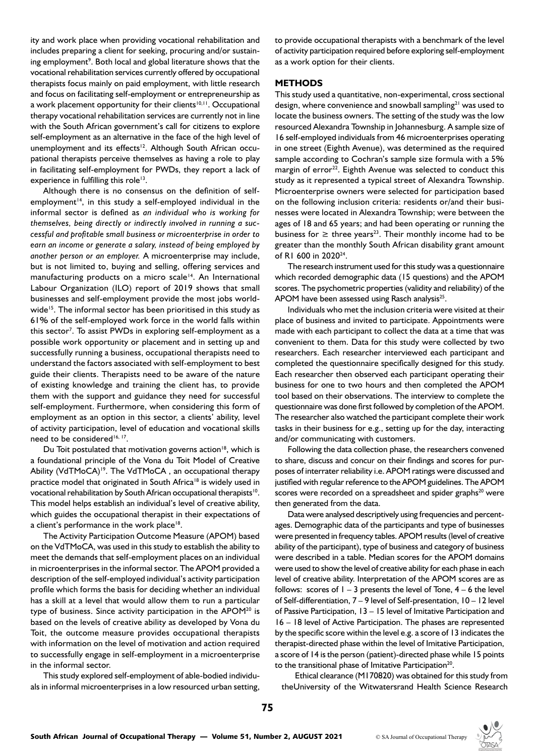ity and work place when providing vocational rehabilitation and includes preparing a client for seeking, procuring and/or sustaining employment[9]. Both local and global literature shows that the vocational rehabilitation services currently offered by occupational therapists focus mainly on paid employment, with little research and focus on facilitating self-employment or entrepreneurship as a work placement opportunity for their clients[10,11]. Occupational therapy vocational rehabilitation services are currently not in line with the South African government's call for citizens to explore self-employment as an alternative in the face of the high level of unemployment and its effects[12]. Although South African occupational therapists perceive themselves as having a role to play in facilitating self-employment for PWDs, they report a lack of experience in fulfilling this role[13].

Although there is no consensus on the definition of self-employment[14], in this study a self-employed individual in the informal sector is defined as *an individual who is working for themselves, being directly or indirectly involved in running a successful and profitable small business or microenterprise in order to earn an income or generate a salary, instead of being employed by another person or an employer.* A microenterprise may include, but is not limited to, buying and selling, offering services and manufacturing products on a micro scale[14]. An International Labour Organization (ILO) report of 2019 shows that small businesses and self-employment provide the most jobs worldwide[15]. The informal sector has been prioritised in this study as 61% of the self-employed work force in the world falls within this sector[7]. To assist PWDs in exploring self-employment as a possible work opportunity or placement and in setting up and successfully running a business, occupational therapists need to understand the factors associated with self-employment to best guide their clients. Therapists need to be aware of the nature of existing knowledge and training the client has, to provide them with the support and guidance they need for successful self-employment. Furthermore, when considering this form of employment as an option in this sector, a clients' ability, level of activity participation, level of education and vocational skills need to be considered[16, 17].

Du Toit postulated that motivation governs action[18], which is a foundational principle of the Vona du Toit Model of Creative Ability (VdTMoCA)[19]. The VdTMoCA , an occupational therapy practice model that originated in South Africa[18] is widely used in vocational rehabilitation by South African occupational therapists[10]. This model helps establish an individual's level of creative ability, which guides the occupational therapist in their expectations of a client's performance in the work place[18].

The Activity Participation Outcome Measure (APOM) based on the VdTMoCA, was used in this study to establish the ability to meet the demands that self-employment places on an individual in microenterprises in the informal sector. The APOM provided a description of the self-employed individual's activity participation profile which forms the basis for deciding whether an individual has a skill at a level that would allow them to run a particular type of business. Since activity participation in the APOM[20] is based on the levels of creative ability as developed by Vona du Toit, the outcome measure provides occupational therapists with information on the level of motivation and action required to successfully engage in self-employment in a microenterprise in the informal sector.

This study explored self-employment of able-bodied individuals in informal microenterprises in a low resourced urban setting, to provide occupational therapists with a benchmark of the level of activity participation required before exploring self-employment as a work option for their clients.

## METHODS

This study used a quantitative, non-experimental, cross sectional design, where convenience and snowball sampling[21] was used to locate the business owners. The setting of the study was the low resourced Alexandra Township in Johannesburg. A sample size of 16 self-employed individuals from 46 microenterprises operating in one street (Eighth Avenue), was determined as the required sample according to Cochran's sample size formula with a 5% margin of error[22]. Eighth Avenue was selected to conduct this study as it represented a typical street of Alexandra Township. Microenterprise owners were selected for participation based on the following inclusion criteria: residents or/and their businesses were located in Alexandra Township; were between the ages of 18 and 65 years; and had been operating or running the business for $\geq$ three years[23]. Their monthly income had to be greater than the monthly South African disability grant amount of R1 600 in 2020[24].

The research instrument used for this study was a questionnaire which recorded demographic data (15 questions) and the APOM scores. The psychometric properties (validity and reliability) of the APOM have been assessed using Rasch analysis[25].

Individuals who met the inclusion criteria were visited at their place of business and invited to participate. Appointments were made with each participant to collect the data at a time that was convenient to them. Data for this study were collected by two researchers. Each researcher interviewed each participant and completed the questionnaire specifically designed for this study. Each researcher then observed each participant operating their business for one to two hours and then completed the APOM tool based on their observations. The interview to complete the questionnaire was done first followed by completion of the APOM. The researcher also watched the participant complete their work tasks in their business for e.g., setting up for the day, interacting and/or communicating with customers.

Following the data collection phase, the researchers convened to share, discuss and concur on their findings and scores for purposes of interrater reliability i.e. APOM ratings were discussed and justified with regular reference to the APOM guidelines. The APOM scores were recorded on a spreadsheet and spider graphs[20] were then generated from the data.

Data were analysed descriptively using frequencies and percentages. Demographic data of the participants and type of businesses were presented in frequency tables. APOM results (level of creative ability of the participant), type of business and category of business were described in a table. Median scores for the APOM domains were used to show the level of creative ability for each phase in each level of creative ability. Interpretation of the APOM scores are as follows: scores of 1 – 3 presents the level of Tone, 4 – 6 the level of Self-differentiation, 7 – 9 level of Self-presentation, 10 – 12 level of Passive Participation, 13 – 15 level of Imitative Participation and 16 – 18 level of Active Participation. The phases are represented by the specific score within the level e.g. a score of 13 indicates the therapist-directed phase within the level of Imitative Participation, a score of 14 is the person (patient)-directed phase while 15 points to the transitional phase of Imitative Participation[20].

Ethical clearance (M170820) was obtained for this study from theUniversity of the Witwatersrand Health Science Research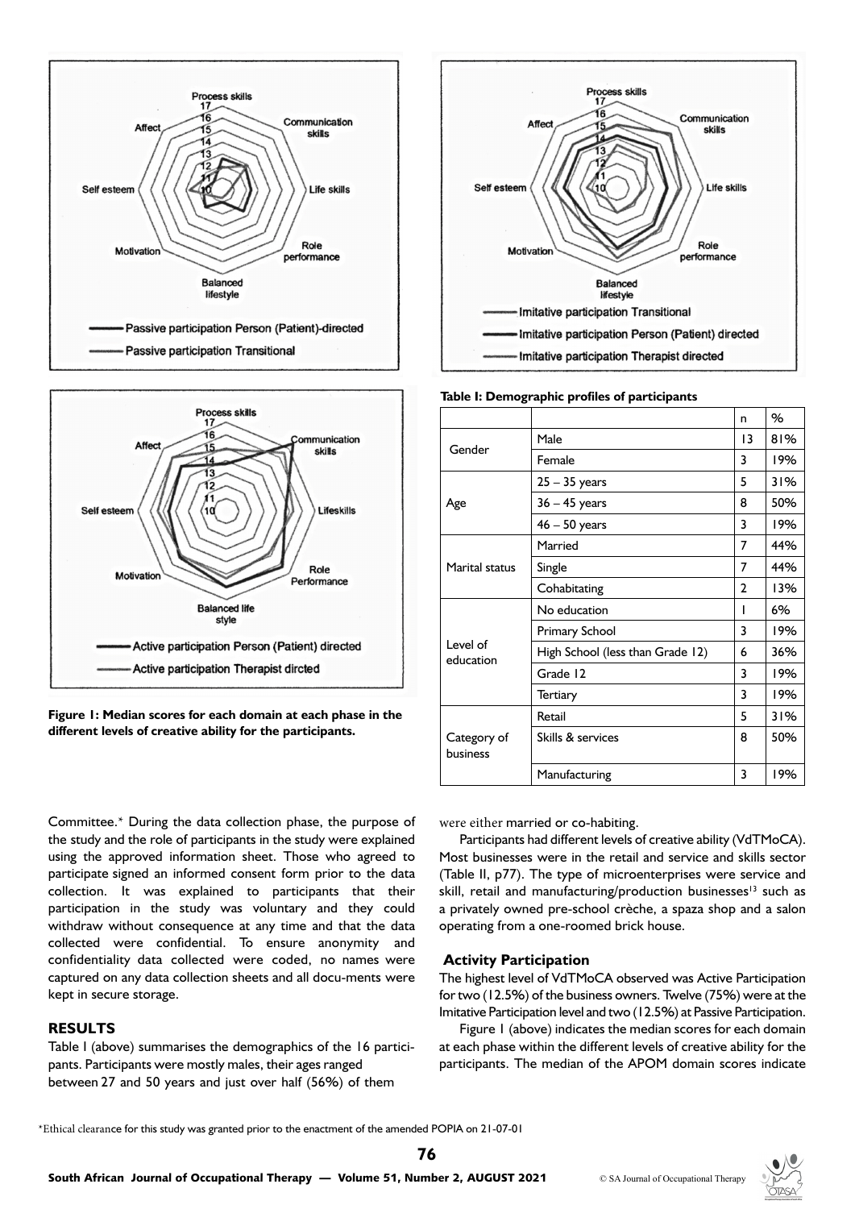Figure 1: Median scores for each domain at each phase in the different levels of creative ability for the participants.

**Table I: Demographic profiles of participants**

| | | n | % |
|---|---|---|---|
| Gender | Male | 13 | 81% |
| | Female | 3 | 19% |
| Age | 25 – 35 years | 5 | 31% |
| | 36 – 45 years | 8 | 50% |
| | 46 – 50 years | 3 | 19% |
| Marital status | Married | 7 | 44% |
| | Single | 7 | 44% |
| | Cohabitating | 2 | 13% |
| Level of education | No education | 1 | 6% |
| | Primary School | 3 | 19% |
| | High School (less than Grade 12) | 6 | 36% |
| | Grade 12 | 3 | 19% |
| | Tertiary | 3 | 19% |
| Category of business | Retail | 5 | 31% |
| | Skills & services | 8 | 50% |
| | Manufacturing | 3 | 19% |

Committee.* During the data collection phase, the purpose of the study and the role of participants in the study were explained using the approved information sheet. Those who agreed to participate signed an informed consent form prior to the data collection. It was explained to participants that their participation in the study was voluntary and they could withdraw without consequence at any time and that the data collected were confidential. To ensure anonymity and confidentiality data collected were coded, no names were captured on any data collection sheets and all docu-ments were kept in secure storage.

## RESULTS

Table I (above) summarises the demographics of the 16 participants. Participants were mostly males, their ages ranged between 27 and 50 years and just over half (56%) of them were either married or co-habiting.

Participants had different levels of creative ability (VdTMoCA). Most businesses were in the retail and service and skills sector (Table II, p77). The type of microenterprises were service and skill, retail and manufacturing/production businesses[13] such as a privately owned pre-school crèche, a spaza shop and a salon operating from a one-roomed brick house.

### Activity Participation

The highest level of VdTMoCA observed was Active Participation for two (12.5%) of the business owners. Twelve (75%) were at the Imitative Participation level and two (12.5%) at Passive Participation.

Figure 1 (above) indicates the median scores for each domain at each phase within the different levels of creative ability for the participants. The median of the APOM domain scores indicate

*Ethical clearance for this study was granted prior to the enactment of the amended POPIA on 21-07-01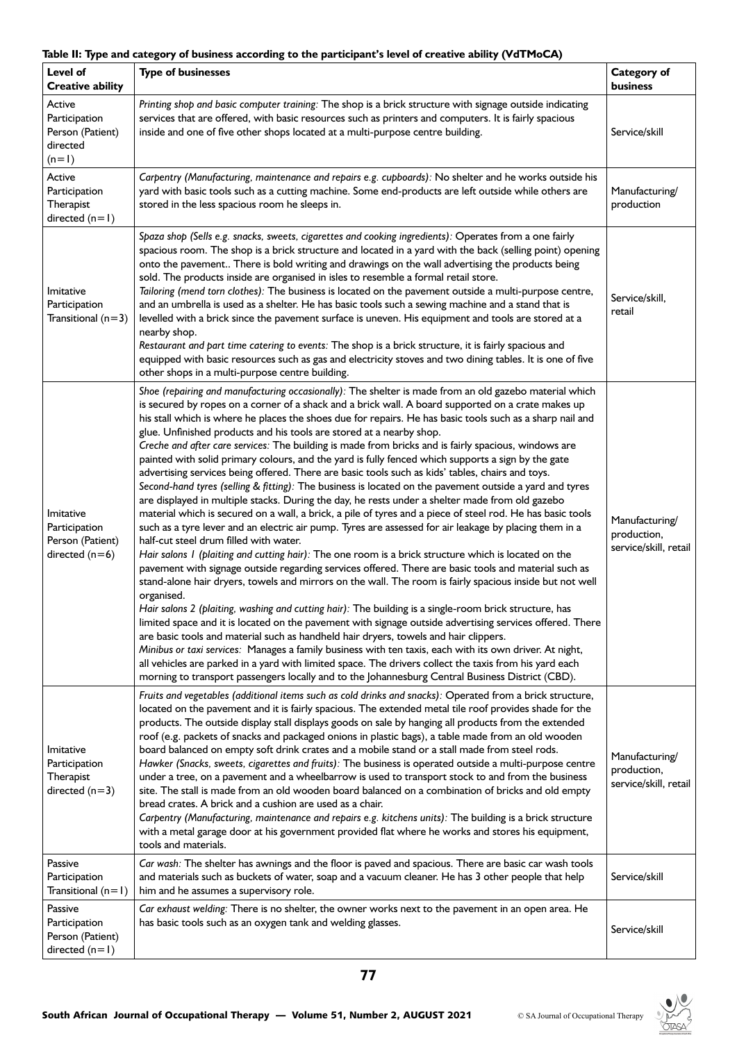**Table II: Type and category of business according to the participant's level of creative ability (VdTMoCA)**

| Level of Creative ability | Type of businesses | Category of business |
|---|---|---|
| Active Participation Person (Patient) directed (n=1) | *Printing shop and basic computer training:* The shop is a brick structure with signage outside indicating services that are offered, with basic resources such as printers and computers. It is fairly spacious inside and one of five other shops located at a multi-purpose centre building. | Service/skill |
| Active Participation Therapist directed (n=1) | *Carpentry (Manufacturing, maintenance and repairs e.g. cupboards):* No shelter and he works outside his yard with basic tools such as a cutting machine. Some end-products are left outside while others are stored in the less spacious room he sleeps in. | Manufacturing/ production |
| Imitative Participation Transitional (n=3) | *Spaza shop (Sells e.g. snacks, sweets, cigarettes and cooking ingredients):* Operates from a one fairly spacious room. The shop is a brick structure and located in a yard with the back (selling point) opening onto the pavement.. There is bold writing and drawings on the wall advertising the products being sold. The products inside are organised in isles to resemble a formal retail store. *Tailoring (mend torn clothes):* The business is located on the pavement outside a multi-purpose centre, and an umbrella is used as a shelter. He has basic tools such a sewing machine and a stand that is levelled with a brick since the pavement surface is uneven. His equipment and tools are stored at a nearby shop. *Restaurant and part time catering to events:* The shop is a brick structure, it is fairly spacious and equipped with basic resources such as gas and electricity stoves and two dining tables. It is one of five other shops in a multi-purpose centre building. | Service/skill, retail |
| Imitative Participation Person (Patient) directed (n=6) | *Shoe (repairing and manufacturing occasionally):* The shelter is made from an old gazebo material which is secured by ropes on a corner of a shack and a brick wall. A board supported on a crate makes up his stall which is where he places the shoes due for repairs. He has basic tools such as a sharp nail and glue. Unfinished products and his tools are stored at a nearby shop. *Creche and after care services:* The building is made from bricks and is fairly spacious, windows are painted with solid primary colours, and the yard is fully fenced which supports a sign by the gate advertising services being offered. There are basic tools such as kids' tables, chairs and toys. *Second-hand tyres (selling & fitting):* The business is located on the pavement outside a yard and tyres are displayed in multiple stacks. During the day, he rests under a shelter made from old gazebo material which is secured on a wall, a brick, a pile of tyres and a piece of steel rod. He has basic tools such as a tyre lever and an electric air pump. Tyres are assessed for air leakage by placing them in a half-cut steel drum filled with water. *Hair salons 1 (plaiting and cutting hair):* The one room is a brick structure which is located on the pavement with signage outside regarding services offered. There are basic tools and material such as stand-alone hair dryers, towels and mirrors on the wall. The room is fairly spacious inside but not well organised. *Hair salons 2 (plaiting, washing and cutting hair):* The building is a single-room brick structure, has limited space and it is located on the pavement with signage outside advertising services offered. There are basic tools and material such as handheld hair dryers, towels and hair clippers. *Minibus or taxi services:* Manages a family business with ten taxis, each with its own driver. At night, all vehicles are parked in a yard with limited space. The drivers collect the taxis from his yard each morning to transport passengers locally and to the Johannesburg Central Business District (CBD). | Manufacturing/ production, service/skill, retail |
| Imitative Participation Therapist directed (n=3) | *Fruits and vegetables (additional items such as cold drinks and snacks):* Operated from a brick structure, located on the pavement and it is fairly spacious. The extended metal tile roof provides shade for the products. The outside display stall displays goods on sale by hanging all products from the extended roof (e.g. packets of snacks and packaged onions in plastic bags), a table made from an old wooden board balanced on empty soft drink crates and a mobile stand or a stall made from steel rods. *Hawker (Snacks, sweets, cigarettes and fruits):* The business is operated outside a multi-purpose centre under a tree, on a pavement and a wheelbarrow is used to transport stock to and from the business site. The stall is made from an old wooden board balanced on a combination of bricks and old empty bread crates. A brick and a cushion are used as a chair. *Carpentry (Manufacturing, maintenance and repairs e.g. kitchens units):* The building is a brick structure with a metal garage door at his government provided flat where he works and stores his equipment, tools and materials. | Manufacturing/ production, service/skill, retail |
| Passive Participation Transitional (n=1) | *Car wash:* The shelter has awnings and the floor is paved and spacious. There are basic car wash tools and materials such as buckets of water, soap and a vacuum cleaner. He has 3 other people that help him and he assumes a supervisory role. | Service/skill |
| Passive Participation Person (Patient) directed (n=1) | *Car exhaust welding:* There is no shelter, the owner works next to the pavement in an open area. He has basic tools such as an oxygen tank and welding glasses. | Service/skill |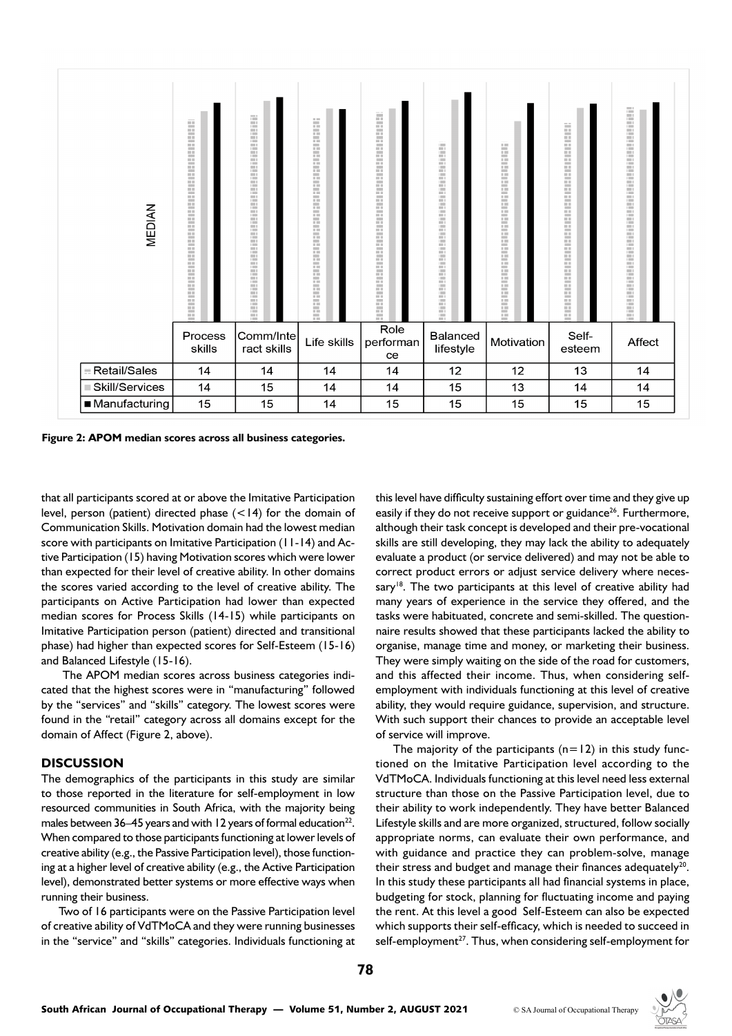| | Process skills | Comm/Interact skills | Life skills | Role performance | Balanced lifestyle | Motivation | Self-esteem | Affect |
|---|---|---|---|---|---|---|---|---|
| Retail/Sales | 14 | 14 | 14 | 14 | 12 | 12 | 13 | 14 |
| Skill/Services | 14 | 15 | 14 | 14 | 15 | 13 | 14 | 14 |
| Manufacturing | 15 | 15 | 14 | 15 | 15 | 15 | 15 | 15 |

**Figure 2: APOM median scores across all business categories.**

that all participants scored at or above the Imitative Participation level, person (patient) directed phase (<14) for the domain of Communication Skills. Motivation domain had the lowest median score with participants on Imitative Participation (11-14) and Active Participation (15) having Motivation scores which were lower than expected for their level of creative ability. In other domains the scores varied according to the level of creative ability. The participants on Active Participation had lower than expected median scores for Process Skills (14-15) while participants on Imitative Participation person (patient) directed and transitional phase) had higher than expected scores for Self-Esteem (15-16) and Balanced Lifestyle (15-16).

The APOM median scores across business categories indicated that the highest scores were in "manufacturing" followed by the "services" and "skills" category. The lowest scores were found in the "retail" category across all domains except for the domain of Affect (Figure 2, above).

## DISCUSSION

The demographics of the participants in this study are similar to those reported in the literature for self-employment in low resourced communities in South Africa, with the majority being males between 36–45 years and with 12 years of formal education[22]. When compared to those participants functioning at lower levels of creative ability (e.g., the Passive Participation level), those functioning at a higher level of creative ability (e.g., the Active Participation level), demonstrated better systems or more effective ways when running their business.

Two of 16 participants were on the Passive Participation level of creative ability of VdTMoCA and they were running businesses in the "service" and "skills" categories. Individuals functioning at this level have difficulty sustaining effort over time and they give up easily if they do not receive support or guidance[26]. Furthermore, although their task concept is developed and their pre-vocational skills are still developing, they may lack the ability to adequately evaluate a product (or service delivered) and may not be able to correct product errors or adjust service delivery where necessary[18]. The two participants at this level of creative ability had many years of experience in the service they offered, and the tasks were habituated, concrete and semi-skilled. The questionnaire results showed that these participants lacked the ability to organise, manage time and money, or marketing their business. They were simply waiting on the side of the road for customers, and this affected their income. Thus, when considering self-employment with individuals functioning at this level of creative ability, they would require guidance, supervision, and structure. With such support their chances to provide an acceptable level of service will improve.

The majority of the participants (n=12) in this study functioned on the Imitative Participation level according to the VdTMoCA. Individuals functioning at this level need less external structure than those on the Passive Participation level, due to their ability to work independently. They have better Balanced Lifestyle skills and are more organized, structured, follow socially appropriate norms, can evaluate their own performance, and with guidance and practice they can problem-solve, manage their stress and budget and manage their finances adequately[20]. In this study these participants all had financial systems in place, budgeting for stock, planning for fluctuating income and paying the rent. At this level a good Self-Esteem can also be expected which supports their self-efficacy, which is needed to succeed in self-employment[27]. Thus, when considering self-employment for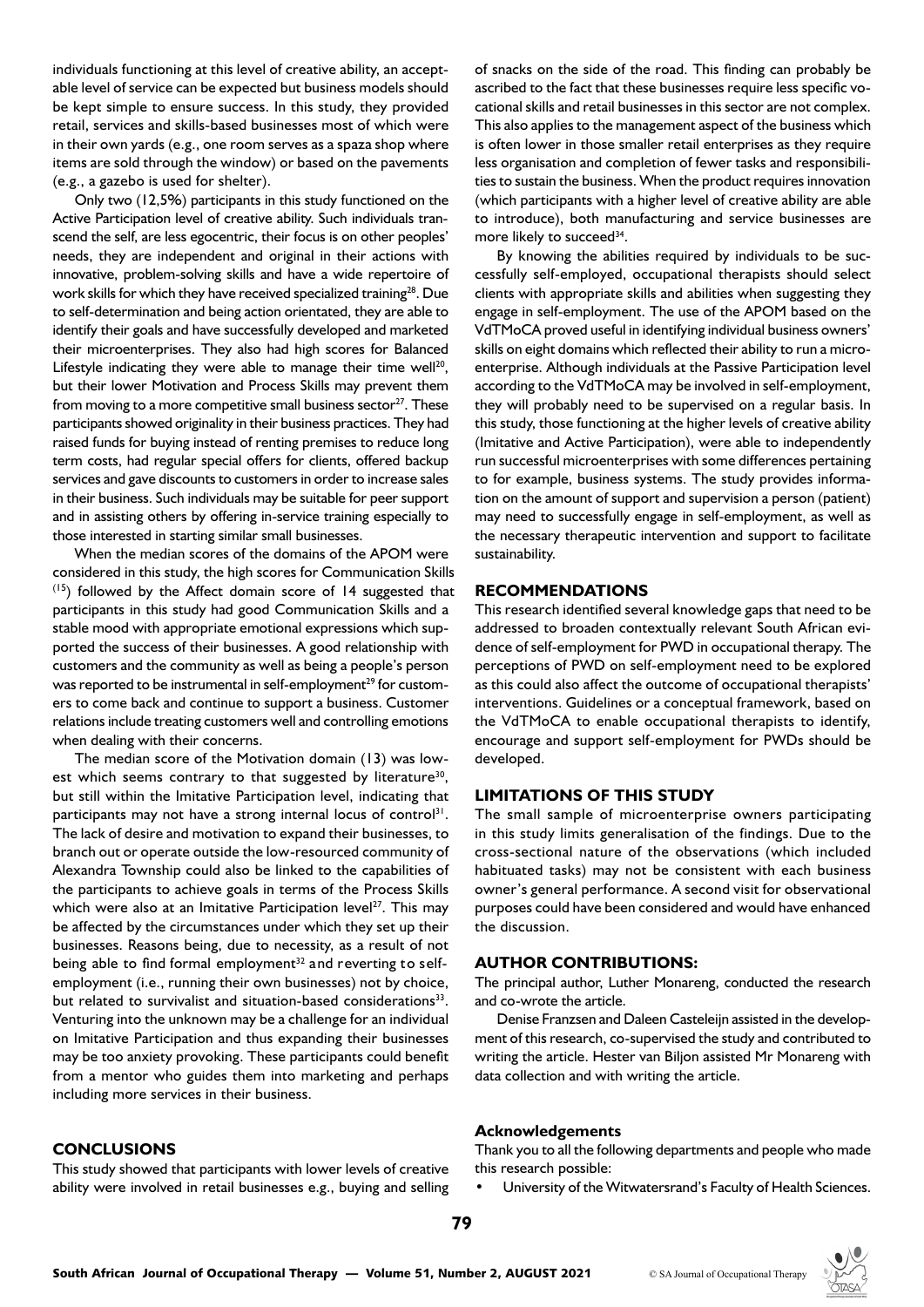individuals functioning at this level of creative ability, an acceptable level of service can be expected but business models should be kept simple to ensure success. In this study, they provided retail, services and skills-based businesses most of which were in their own yards (e.g., one room serves as a spaza shop where items are sold through the window) or based on the pavements (e.g., a gazebo is used for shelter).

Only two (12,5%) participants in this study functioned on the Active Participation level of creative ability. Such individuals transcend the self, are less egocentric, their focus is on other peoples' needs, they are independent and original in their actions with innovative, problem-solving skills and have a wide repertoire of work skills for which they have received specialized training[28]. Due to self-determination and being action orientated, they are able to identify their goals and have successfully developed and marketed their microenterprises. They also had high scores for Balanced Lifestyle indicating they were able to manage their time well[20], but their lower Motivation and Process Skills may prevent them from moving to a more competitive small business sector[27]. These participants showed originality in their business practices. They had raised funds for buying instead of renting premises to reduce long term costs, had regular special offers for clients, offered backup services and gave discounts to customers in order to increase sales in their business. Such individuals may be suitable for peer support and in assisting others by offering in-service training especially to those interested in starting similar small businesses.

When the median scores of the domains of the APOM were considered in this study, the high scores for Communication Skills (15) followed by the Affect domain score of 14 suggested that participants in this study had good Communication Skills and a stable mood with appropriate emotional expressions which supported the success of their businesses. A good relationship with customers and the community as well as being a people's person was reported to be instrumental in self-employment[29] for customers to come back and continue to support a business. Customer relations include treating customers well and controlling emotions when dealing with their concerns.

The median score of the Motivation domain (13) was lowest which seems contrary to that suggested by literature[30], but still within the Imitative Participation level, indicating that participants may not have a strong internal locus of control[31]. The lack of desire and motivation to expand their businesses, to branch out or operate outside the low-resourced community of Alexandra Township could also be linked to the capabilities of the participants to achieve goals in terms of the Process Skills which were also at an Imitative Participation level[27]. This may be affected by the circumstances under which they set up their businesses. Reasons being, due to necessity, as a result of not being able to find formal employment[32] and reverting to self-employment (i.e., running their own businesses) not by choice, but related to survivalist and situation-based considerations[33]. Venturing into the unknown may be a challenge for an individual on Imitative Participation and thus expanding their businesses may be too anxiety provoking. These participants could benefit from a mentor who guides them into marketing and perhaps including more services in their business.

## CONCLUSIONS

This study showed that participants with lower levels of creative ability were involved in retail businesses e.g., buying and selling of snacks on the side of the road. This finding can probably be ascribed to the fact that these businesses require less specific vocational skills and retail businesses in this sector are not complex. This also applies to the management aspect of the business which is often lower in those smaller retail enterprises as they require less organisation and completion of fewer tasks and responsibilities to sustain the business. When the product requires innovation (which participants with a higher level of creative ability are able to introduce), both manufacturing and service businesses are more likely to succeed[34].

By knowing the abilities required by individuals to be successfully self-employed, occupational therapists should select clients with appropriate skills and abilities when suggesting they engage in self-employment. The use of the APOM based on the VdTMoCA proved useful in identifying individual business owners' skills on eight domains which reflected their ability to run a microenterprise. Although individuals at the Passive Participation level according to the VdTMoCA may be involved in self-employment, they will probably need to be supervised on a regular basis. In this study, those functioning at the higher levels of creative ability (Imitative and Active Participation), were able to independently run successful microenterprises with some differences pertaining to for example, business systems. The study provides information on the amount of support and supervision a person (patient) may need to successfully engage in self-employment, as well as the necessary therapeutic intervention and support to facilitate sustainability.

## RECOMMENDATIONS

This research identified several knowledge gaps that need to be addressed to broaden contextually relevant South African evidence of self-employment for PWD in occupational therapy. The perceptions of PWD on self-employment need to be explored as this could also affect the outcome of occupational therapists' interventions. Guidelines or a conceptual framework, based on the VdTMoCA to enable occupational therapists to identify, encourage and support self-employment for PWDs should be developed.

## LIMITATIONS OF THIS STUDY

The small sample of microenterprise owners participating in this study limits generalisation of the findings. Due to the cross-sectional nature of the observations (which included habituated tasks) may not be consistent with each business owner's general performance. A second visit for observational purposes could have been considered and would have enhanced the discussion.

## AUTHOR CONTRIBUTIONS:

The principal author, Luther Monareng, conducted the research and co-wrote the article.

Denise Franzsen and Daleen Casteleijn assisted in the development of this research, co-supervised the study and contributed to writing the article. Hester van Biljon assisted Mr Monareng with data collection and with writing the article.

### Acknowledgements

Thank you to all the following departments and people who made this research possible:

- University of the Witwatersrand's Faculty of Health Sciences.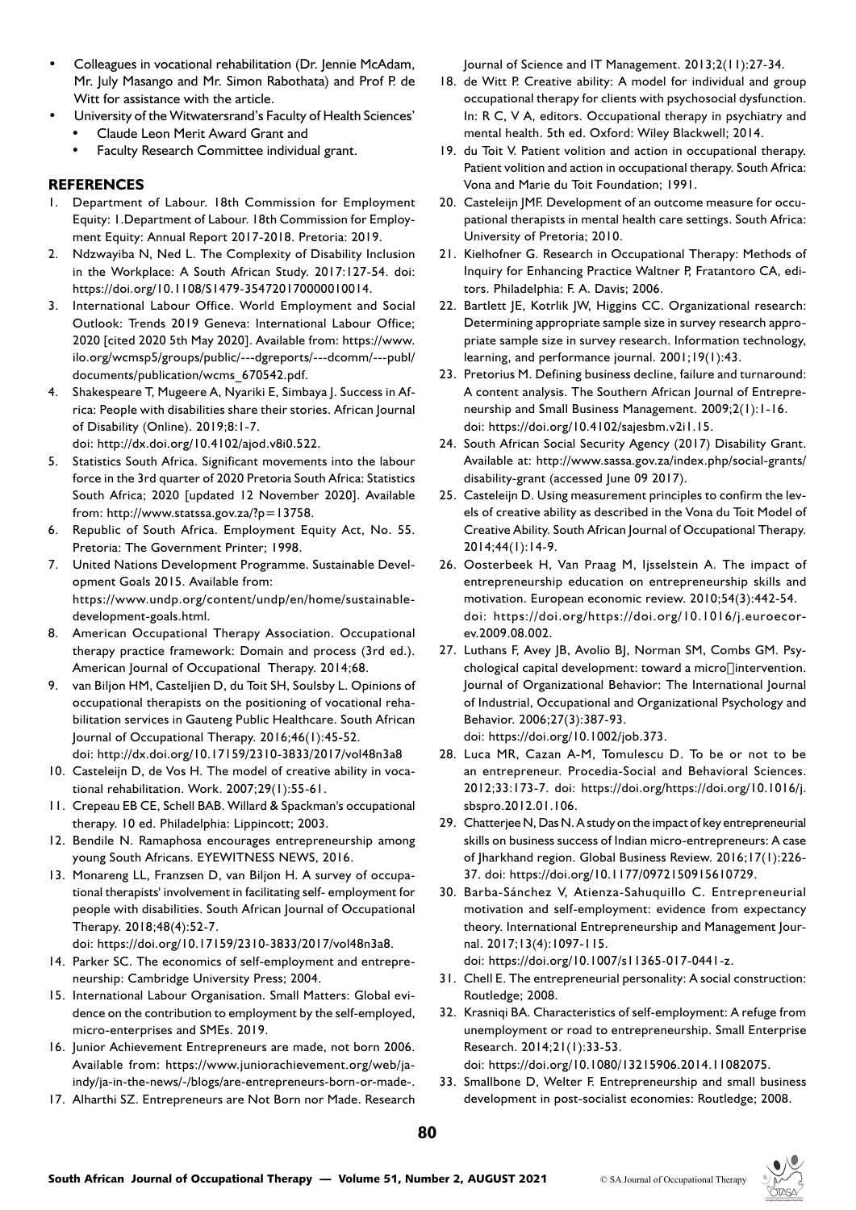- Colleagues in vocational rehabilitation (Dr. Jennie McAdam, Mr. July Masango and Mr. Simon Rabothata) and Prof P. de Witt for assistance with the article.
- University of the Witwatersrand's Faculty of Health Sciences'
  - Claude Leon Merit Award Grant and
  - Faculty Research Committee individual grant.

## REFERENCES

1. Department of Labour. 18th Commission for Employment Equity: 1.Department of Labour. 18th Commission for Employment Equity: Annual Report 2017-2018. Pretoria: 2019.
2. Ndzwayiba N, Ned L. The Complexity of Disability Inclusion in the Workplace: A South African Study. 2017:127-54. doi: https://doi.org/10.1108/S1479-354720170000010014.
3. International Labour Office. World Employment and Social Outlook: Trends 2019 Geneva: International Labour Office; 2020 [cited 2020 5th May 2020]. Available from: https://www.ilo.org/wcmsp5/groups/public/---dgreports/---dcomm/---publ/documents/publication/wcms_670542.pdf.
4. Shakespeare T, Mugeere A, Nyariki E, Simbaya J. Success in Africa: People with disabilities share their stories. African Journal of Disability (Online). 2019;8:1-7. doi: http://dx.doi.org/10.4102/ajod.v8i0.522.
5. Statistics South Africa. Significant movements into the labour force in the 3rd quarter of 2020 Pretoria South Africa: Statistics South Africa; 2020 [updated 12 November 2020]. Available from: http://www.statssa.gov.za/?p=13758.
6. Republic of South Africa. Employment Equity Act, No. 55. Pretoria: The Government Printer; 1998.
7. United Nations Development Programme. Sustainable Development Goals 2015. Available from: https://www.undp.org/content/undp/en/home/sustainable-development-goals.html.
8. American Occupational Therapy Association. Occupational therapy practice framework: Domain and process (3rd ed.). American Journal of Occupational Therapy. 2014;68.
9. van Biljon HM, Casteljien D, du Toit SH, Soulsby L. Opinions of occupational therapists on the positioning of vocational rehabilitation services in Gauteng Public Healthcare. South African Journal of Occupational Therapy. 2016;46(1):45-52. doi: http://dx.doi.org/10.17159/2310-3833/2017/vol48n3a8
10. Casteleijn D, de Vos H. The model of creative ability in vocational rehabilitation. Work. 2007;29(1):55-61.
11. Crepeau EB CE, Schell BAB. Willard & Spackman's occupational therapy. 10 ed. Philadelphia: Lippincott; 2003.
12. Bendile N. Ramaphosa encourages entrepreneurship among young South Africans. EYEWITNESS NEWS, 2016.
13. Monareng LL, Franzsen D, van Biljon H. A survey of occupational therapists' involvement in facilitating self- employment for people with disabilities. South African Journal of Occupational Therapy. 2018;48(4):52-7. doi: https://doi.org/10.17159/2310-3833/2017/vol48n3a8.
14. Parker SC. The economics of self-employment and entrepreneurship: Cambridge University Press; 2004.
15. International Labour Organisation. Small Matters: Global evidence on the contribution to employment by the self-employed, micro-enterprises and SMEs. 2019.
16. Junior Achievement Entrepreneurs are made, not born 2006. Available from: https://www.juniorachievement.org/web/ja-indy/ja-in-the-news/-/blogs/are-entrepreneurs-born-or-made-.
17. Alharthi SZ. Entrepreneurs are Not Born nor Made. Research Journal of Science and IT Management. 2013;2(11):27-34.
18. de Witt P. Creative ability: A model for individual and group occupational therapy for clients with psychosocial dysfunction. In: R C, V A, editors. Occupational therapy in psychiatry and mental health. 5th ed. Oxford: Wiley Blackwell; 2014.
19. du Toit V. Patient volition and action in occupational therapy. Patient volition and action in occupational therapy. South Africa: Vona and Marie du Toit Foundation; 1991.
20. Casteleijn JMF. Development of an outcome measure for occupational therapists in mental health care settings. South Africa: University of Pretoria; 2010.
21. Kielhofner G. Research in Occupational Therapy: Methods of Inquiry for Enhancing Practice Waltner P, Fratantoro CA, editors. Philadelphia: F. A. Davis; 2006.
22. Bartlett JE, Kotrlik JW, Higgins CC. Organizational research: Determining appropriate sample size in survey research appropriate sample size in survey research. Information technology, learning, and performance journal. 2001;19(1):43.
23. Pretorius M. Defining business decline, failure and turnaround: A content analysis. The Southern African Journal of Entrepreneurship and Small Business Management. 2009;2(1):1-16. doi: https://doi.org/10.4102/sajesbm.v2i1.15.
24. South African Social Security Agency (2017) Disability Grant. Available at: http://www.sassa.gov.za/index.php/social-grants/disability-grant (accessed June 09 2017).
25. Casteleijn D. Using measurement principles to confirm the levels of creative ability as described in the Vona du Toit Model of Creative Ability. South African Journal of Occupational Therapy. 2014;44(1):14-9.
26. Oosterbeek H, Van Praag M, Ijsselstein A. The impact of entrepreneurship education on entrepreneurship skills and motivation. European economic review. 2010;54(3):442-54. doi: https://doi.org/https://doi.org/10.1016/j.euroecorev.2009.08.002.
27. Luthans F, Avey JB, Avolio BJ, Norman SM, Combs GM. Psychological capital development: toward a micro‐intervention. Journal of Organizational Behavior: The International Journal of Industrial, Occupational and Organizational Psychology and Behavior. 2006;27(3):387-93. doi: https://doi.org/10.1002/job.373.
28. Luca MR, Cazan A-M, Tomulescu D. To be or not to be an entrepreneur. Procedia-Social and Behavioral Sciences. 2012;33:173-7. doi: https://doi.org/https://doi.org/10.1016/j.sbspro.2012.01.106.
29. Chatterjee N, Das N. A study on the impact of key entrepreneurial skills on business success of Indian micro-entrepreneurs: A case of Jharkhand region. Global Business Review. 2016;17(1):226-37. doi: https://doi.org/10.1177/0972150915610729.
30. Barba-Sánchez V, Atienza-Sahuquillo C. Entrepreneurial motivation and self-employment: evidence from expectancy theory. International Entrepreneurship and Management Journal. 2017;13(4):1097-115. doi: https://doi.org/10.1007/s11365-017-0441-z.
31. Chell E. The entrepreneurial personality: A social construction: Routledge; 2008.
32. Krasniqi BA. Characteristics of self-employment: A refuge from unemployment or road to entrepreneurship. Small Enterprise Research. 2014;21(1):33-53. doi: https://doi.org/10.1080/13215906.2014.11082075.
33. Smallbone D, Welter F. Entrepreneurship and small business development in post-socialist economies: Routledge; 2008.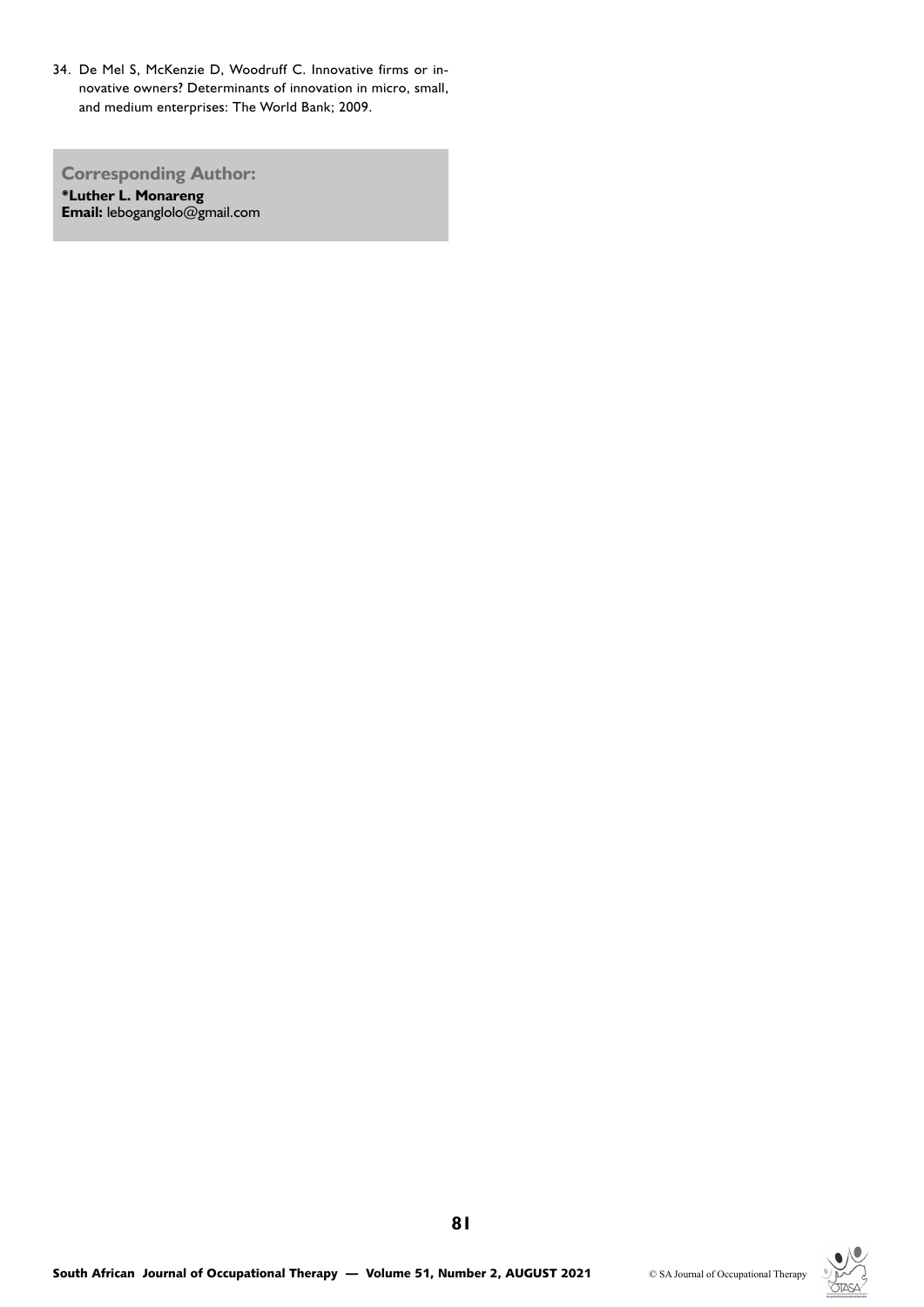34. De Mel S, McKenzie D, Woodruff C. Innovative firms or innovative owners? Determinants of innovation in micro, small, and medium enterprises: The World Bank; 2009.

**Corresponding Author:**
**\*Luther L. Monareng**
**Email:** leboganglolo@gmail.com